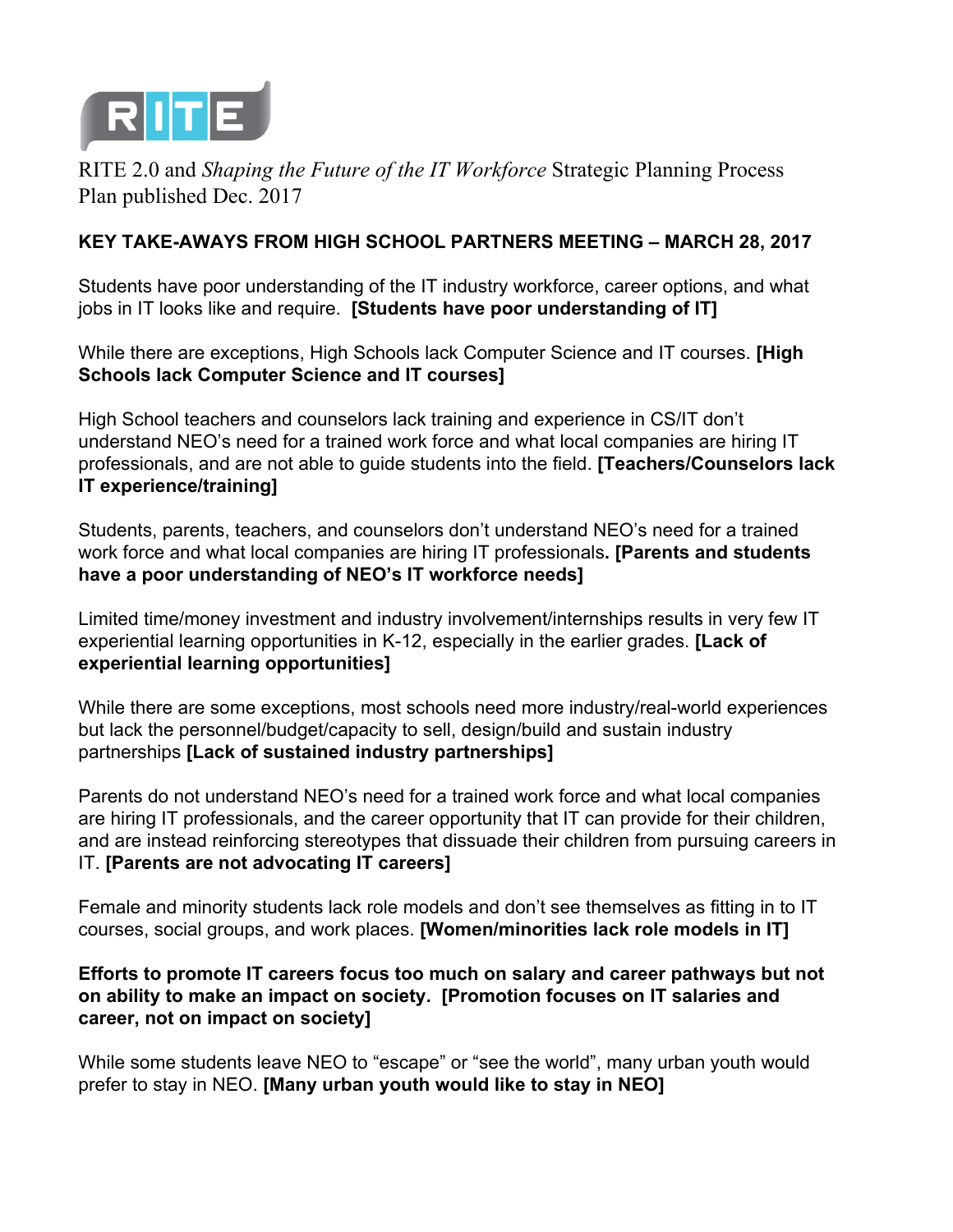RITE

RITE 2.0 and *Shaping the Future of the IT Workforce* Strategic Planning Process Plan published Dec. 2017

## KEY TAKE-AWAYS FROM HIGH SCHOOL PARTNERS MEETING – MARCH 28, 2017

Students have poor understanding of the IT industry workforce, career options, and what jobs in IT looks like and require. **[Students have poor understanding of IT]**

While there are exceptions, High Schools lack Computer Science and IT courses. **[High Schools lack Computer Science and IT courses]**

High School teachers and counselors lack training and experience in CS/IT don't understand NEO's need for a trained work force and what local companies are hiring IT professionals, and are not able to guide students into the field. **[Teachers/Counselors lack IT experience/training]**

Students, parents, teachers, and counselors don't understand NEO's need for a trained work force and what local companies are hiring IT professionals**. [Parents and students have a poor understanding of NEO's IT workforce needs]**

Limited time/money investment and industry involvement/internships results in very few IT experiential learning opportunities in K-12, especially in the earlier grades. **[Lack of experiential learning opportunities]**

While there are some exceptions, most schools need more industry/real-world experiences but lack the personnel/budget/capacity to sell, design/build and sustain industry partnerships **[Lack of sustained industry partnerships]**

Parents do not understand NEO's need for a trained work force and what local companies are hiring IT professionals, and the career opportunity that IT can provide for their children, and are instead reinforcing stereotypes that dissuade their children from pursuing careers in IT. **[Parents are not advocating IT careers]**

Female and minority students lack role models and don't see themselves as fitting in to IT courses, social groups, and work places. **[Women/minorities lack role models in IT]**

**Efforts to promote IT careers focus too much on salary and career pathways but not on ability to make an impact on society. [Promotion focuses on IT salaries and career, not on impact on society]**

While some students leave NEO to "escape" or "see the world", many urban youth would prefer to stay in NEO. **[Many urban youth would like to stay in NEO]**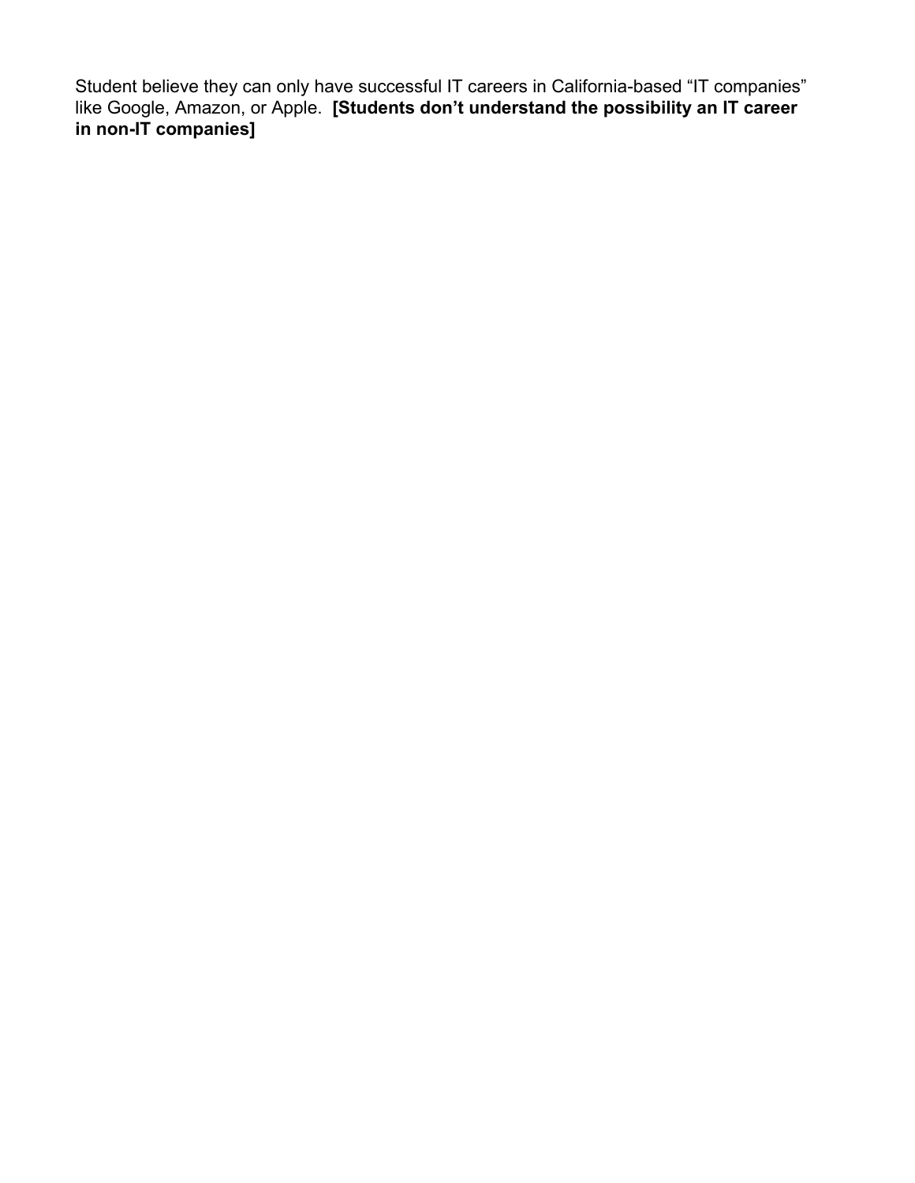Student believe they can only have successful IT careers in California-based “IT companies” like Google, Amazon, or Apple. **[Students don’t understand the possibility an IT career in non-IT companies]**